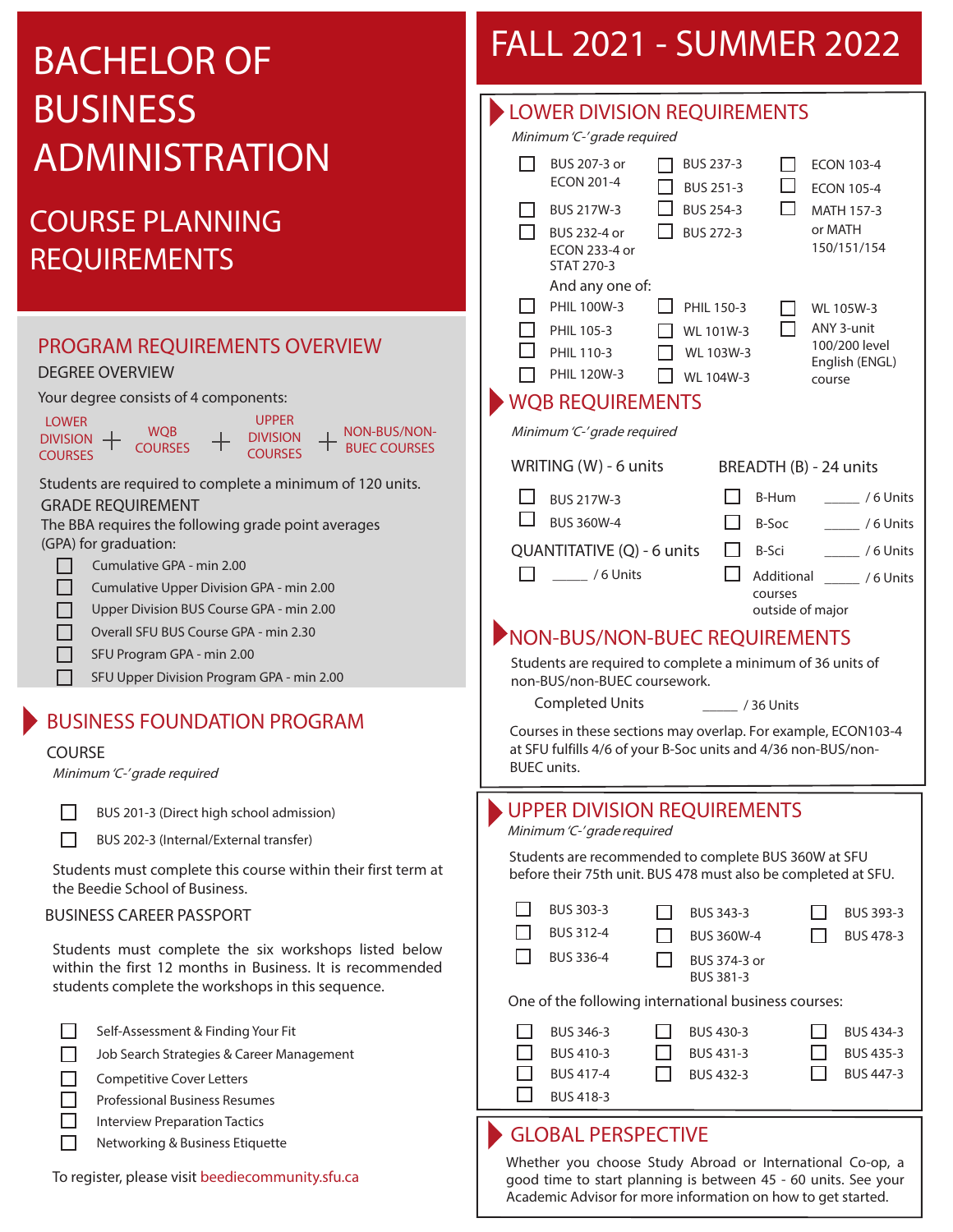# BACHELOR OF BUSINESS ADMINISTRATION

## COURSE PLANNING REQUIREMENTS

## PROGRAM REQUIREMENTS OVERVIEW

### DEGREE OVERVIEW

Your degree consists of 4 components:

LOWER DIVISION COURSES + WQB COURSES + UPPER DIVISION COURSES + NON-BUS/NON-BUEC COURSES

Students are required to complete a minimum of 120 units.

### GRADE REQUIREMENT

The BBA requires the following grade point averages (GPA) for graduation:

- ☐ Cumulative GPA - min 2.00
- ☐ Cumulative Upper Division GPA - min 2.00
- ☐ Upper Division BUS Course GPA - min 2.00
- ☐ Overall SFU BUS Course GPA - min 2.30
- ☐ SFU Program GPA - min 2.00
- ☐ SFU Upper Division Program GPA - min 2.00

## BUSINESS FOUNDATION PROGRAM

### COURSE

*Minimum 'C-' grade required*

- ☐ BUS 201-3 (Direct high school admission)
- ☐ BUS 202-3 (Internal/External transfer)

Students must complete this course within their first term at the Beedie School of Business.

### BUSINESS CAREER PASSPORT

Students must complete the six workshops listed below within the first 12 months in Business. It is recommended students complete the workshops in this sequence.

- ☐ Self-Assessment & Finding Your Fit
- ☐ Job Search Strategies & Career Management
- ☐ Competitive Cover Letters
- ☐ Professional Business Resumes
- ☐ Interview Preparation Tactics
- ☐ Networking & Business Etiquette

To register, please visit beediecommunity.sfu.ca

# FALL 2021 - SUMMER 2022

## LOWER DIVISION REQUIREMENTS

*Minimum 'C-' grade required*

- ☐ BUS 207-3 or ECON 201-4
- ☐ BUS 217W-3
- ☐ BUS 232-4 or ECON 233-4 or STAT 270-3
- ☐ BUS 237-3
- ☐ BUS 251-3
- ☐ BUS 254-3
- ☐ BUS 272-3
- ☐ ECON 103-4
- ☐ ECON 105-4
- ☐ MATH 157-3 or MATH 150/151/154

And any one of:

- ☐ PHIL 100W-3
- ☐ PHIL 105-3
- ☐ PHIL 110-3
- ☐ PHIL 120W-3
- ☐ PHIL 150-3
- ☐ WL 101W-3
- ☐ WL 103W-3
- ☐ WL 104W-3
- ☐ WL 105W-3
- ☐ ANY 3-unit 100/200 level English (ENGL) course

## WQB REQUIREMENTS

*Minimum 'C-' grade required*

**WRITING (W) - 6 units**

- ☐ BUS 217W-3
- ☐ BUS 360W-4

**QUANTITATIVE (Q) - 6 units**

- ☐ _____ / 6 Units

**BREADTH (B) - 24 units**

- ☐ B-Hum _____ / 6 Units
- ☐ B-Soc _____ / 6 Units
- ☐ B-Sci _____ / 6 Units
- ☐ Additional courses outside of major _____ / 6 Units

## NON-BUS/NON-BUEC REQUIREMENTS

Students are required to complete a minimum of 36 units of non-BUS/non-BUEC coursework.

Completed Units _____ / 36 Units

Courses in these sections may overlap. For example, ECON103-4 at SFU fulfills 4/6 of your B-Soc units and 4/36 non-BUS/non-BUEC units.

## UPPER DIVISION REQUIREMENTS

*Minimum 'C-' grade required*

Students are recommended to complete BUS 360W at SFU before their 75th unit. BUS 478 must also be completed at SFU.

- ☐ BUS 303-3
- ☐ BUS 312-4
- ☐ BUS 336-4
- ☐ BUS 343-3
- ☐ BUS 360W-4
- ☐ BUS 374-3 or BUS 381-3
- ☐ BUS 393-3
- ☐ BUS 478-3

One of the following international business courses:

- ☐ BUS 346-3
- ☐ BUS 410-3
- ☐ BUS 417-4
- ☐ BUS 418-3
- ☐ BUS 430-3
- ☐ BUS 431-3
- ☐ BUS 432-3
- ☐ BUS 434-3
- ☐ BUS 435-3
- ☐ BUS 447-3

## GLOBAL PERSPECTIVE

Whether you choose Study Abroad or International Co-op, a good time to start planning is between 45 - 60 units. See your Academic Advisor for more information on how to get started.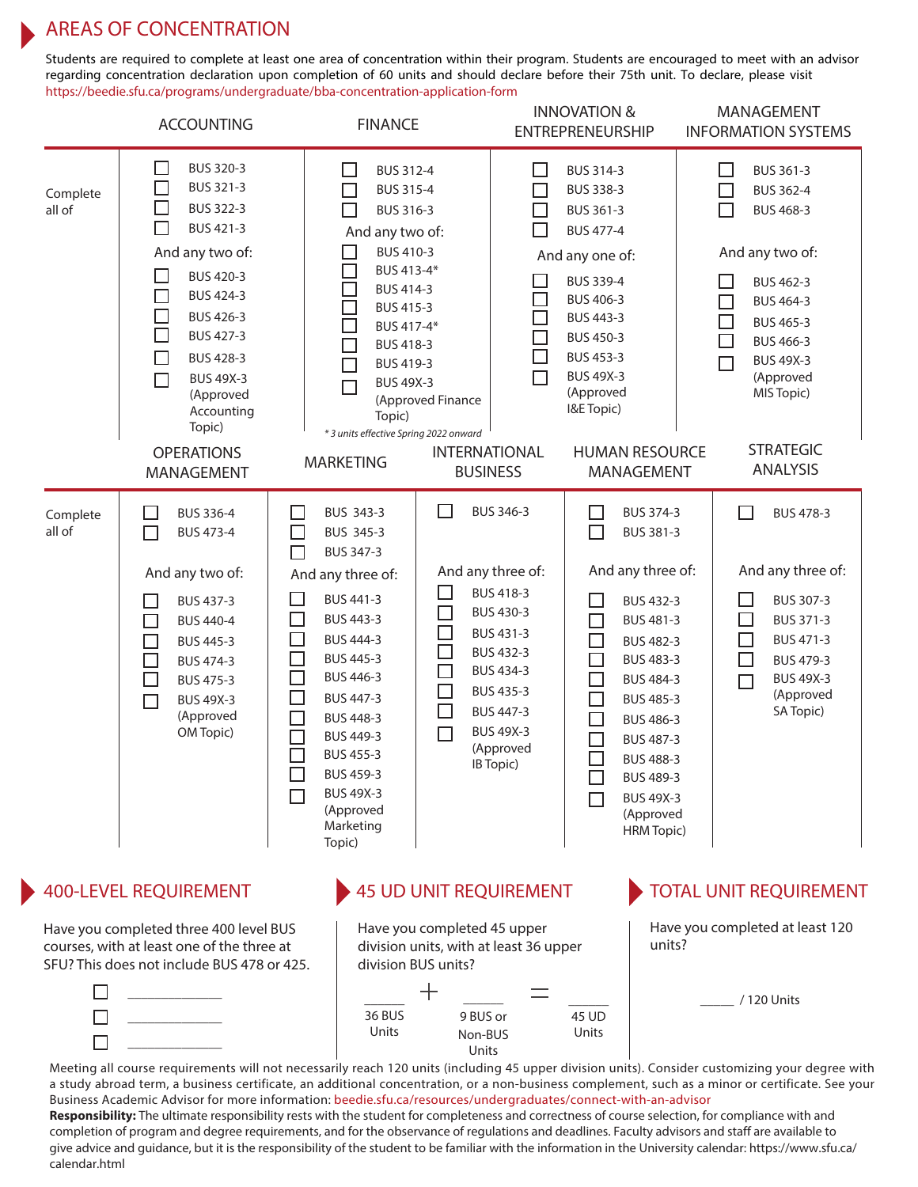## AREAS OF CONCENTRATION

Students are required to complete at least one area of concentration within their program. Students are encouraged to meet with an advisor regarding concentration declaration upon completion of 60 units and should declare before their 75th unit. To declare, please visit https://beedie.sfu.ca/programs/undergraduate/bba-concentration-application-form

| | ACCOUNTING | FINANCE | INNOVATION & ENTREPRENEURSHIP | MANAGEMENT INFORMATION SYSTEMS |
|---|---|---|---|---|
| Complete all of | ☐ BUS 320-3<br>☐ BUS 321-3<br>☐ BUS 322-3<br>☐ BUS 421-3 | ☐ BUS 312-4<br>☐ BUS 315-4<br>☐ BUS 316-3 | ☐ BUS 314-3<br>☐ BUS 338-3<br>☐ BUS 361-3<br>☐ BUS 477-4 | ☐ BUS 361-3<br>☐ BUS 362-4<br>☐ BUS 468-3 |
| | And any two of:<br>☐ BUS 420-3<br>☐ BUS 424-3<br>☐ BUS 426-3<br>☐ BUS 427-3<br>☐ BUS 428-3<br>☐ BUS 49X-3 (Approved Accounting Topic) | And any two of:<br>☐ BUS 410-3<br>☐ BUS 413-4*<br>☐ BUS 414-3<br>☐ BUS 415-3<br>☐ BUS 417-4*<br>☐ BUS 418-3<br>☐ BUS 419-3<br>☐ BUS 49X-3 (Approved Finance Topic)<br>*\* 3 units effective Spring 2022 onward* | And any one of:<br>☐ BUS 339-4<br>☐ BUS 406-3<br>☐ BUS 443-3<br>☐ BUS 450-3<br>☐ BUS 453-3<br>☐ BUS 49X-3 (Approved I&E Topic) | And any two of:<br>☐ BUS 462-3<br>☐ BUS 464-3<br>☐ BUS 465-3<br>☐ BUS 466-3<br>☐ BUS 49X-3 (Approved MIS Topic) |

| | OPERATIONS MANAGEMENT | MARKETING | INTERNATIONAL BUSINESS | HUMAN RESOURCE MANAGEMENT | STRATEGIC ANALYSIS |
|---|---|---|---|---|---|
| Complete all of | ☐ BUS 336-4<br>☐ BUS 473-4 | ☐ BUS 343-3<br>☐ BUS 345-3<br>☐ BUS 347-3 | ☐ BUS 346-3 | ☐ BUS 374-3<br>☐ BUS 381-3 | ☐ BUS 478-3 |
| | And any two of:<br>☐ BUS 437-3<br>☐ BUS 440-4<br>☐ BUS 445-3<br>☐ BUS 474-3<br>☐ BUS 475-3<br>☐ BUS 49X-3 (Approved OM Topic) | And any three of:<br>☐ BUS 441-3<br>☐ BUS 443-3<br>☐ BUS 444-3<br>☐ BUS 445-3<br>☐ BUS 446-3<br>☐ BUS 447-3<br>☐ BUS 448-3<br>☐ BUS 449-3<br>☐ BUS 455-3<br>☐ BUS 459-3<br>☐ BUS 49X-3 (Approved Marketing Topic) | And any three of:<br>☐ BUS 418-3<br>☐ BUS 430-3<br>☐ BUS 431-3<br>☐ BUS 432-3<br>☐ BUS 434-3<br>☐ BUS 435-3<br>☐ BUS 447-3<br>☐ BUS 49X-3 (Approved IB Topic) | And any three of:<br>☐ BUS 432-3<br>☐ BUS 481-3<br>☐ BUS 482-3<br>☐ BUS 483-3<br>☐ BUS 484-3<br>☐ BUS 485-3<br>☐ BUS 486-3<br>☐ BUS 487-3<br>☐ BUS 488-3<br>☐ BUS 489-3<br>☐ BUS 49X-3 (Approved HRM Topic) | And any three of:<br>☐ BUS 307-3<br>☐ BUS 371-3<br>☐ BUS 471-3<br>☐ BUS 479-3<br>☐ BUS 49X-3 (Approved SA Topic) |

## 400-LEVEL REQUIREMENT

Have you completed three 400 level BUS courses, with at least one of the three at SFU? This does not include BUS 478 or 425.

☐ ____________
☐ ____________
☐ ____________

## 45 UD UNIT REQUIREMENT

Have you completed 45 upper division units, with at least 36 upper division BUS units?

_____ + _____ = _____

36 BUS Units + 9 BUS or Non-BUS Units = 45 UD Units

## TOTAL UNIT REQUIREMENT

Have you completed at least 120 units?

_____ / 120 Units

Meeting all course requirements will not necessarily reach 120 units (including 45 upper division units). Consider customizing your degree with a study abroad term, a business certificate, an additional concentration, or a non-business complement, such as a minor or certificate. See your Business Academic Advisor for more information: beedie.sfu.ca/resources/undergraduates/connect-with-an-advisor

**Responsibility:** The ultimate responsibility rests with the student for completeness and correctness of course selection, for compliance with and completion of program and degree requirements, and for the observance of regulations and deadlines. Faculty advisors and staff are available to give advice and guidance, but it is the responsibility of the student to be familiar with the information in the University calendar: https://www.sfu.ca/calendar.html